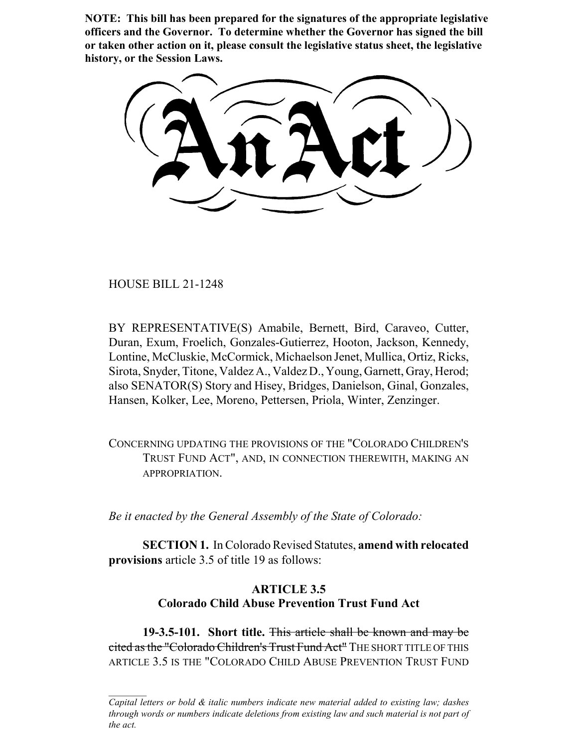**NOTE: This bill has been prepared for the signatures of the appropriate legislative officers and the Governor. To determine whether the Governor has signed the bill or taken other action on it, please consult the legislative status sheet, the legislative history, or the Session Laws.**

# An Act

HOUSE BILL 21-1248

BY REPRESENTATIVE(S) Amabile, Bernett, Bird, Caraveo, Cutter, Duran, Exum, Froelich, Gonzales-Gutierrez, Hooton, Jackson, Kennedy, Lontine, McCluskie, McCormick, Michaelson Jenet, Mullica, Ortiz, Ricks, Sirota, Snyder, Titone, Valdez A., Valdez D., Young, Garnett, Gray, Herod; also SENATOR(S) Story and Hisey, Bridges, Danielson, Ginal, Gonzales, Hansen, Kolker, Lee, Moreno, Pettersen, Priola, Winter, Zenzinger.

CONCERNING UPDATING THE PROVISIONS OF THE "COLORADO CHILDREN'S TRUST FUND ACT", AND, IN CONNECTION THEREWITH, MAKING AN APPROPRIATION.

*Be it enacted by the General Assembly of the State of Colorado:*

**SECTION 1.** In Colorado Revised Statutes, **amend with relocated provisions** article 3.5 of title 19 as follows:

**ARTICLE 3.5**
**Colorado Child Abuse Prevention Trust Fund Act**

**19-3.5-101. Short title.** ~~This article shall be known and may be cited as the "Colorado Children's Trust Fund Act"~~ THE SHORT TITLE OF THIS ARTICLE 3.5 IS THE "COLORADO CHILD ABUSE PREVENTION TRUST FUND

*Capital letters or bold & italic numbers indicate new material added to existing law; dashes through words or numbers indicate deletions from existing law and such material is not part of the act.*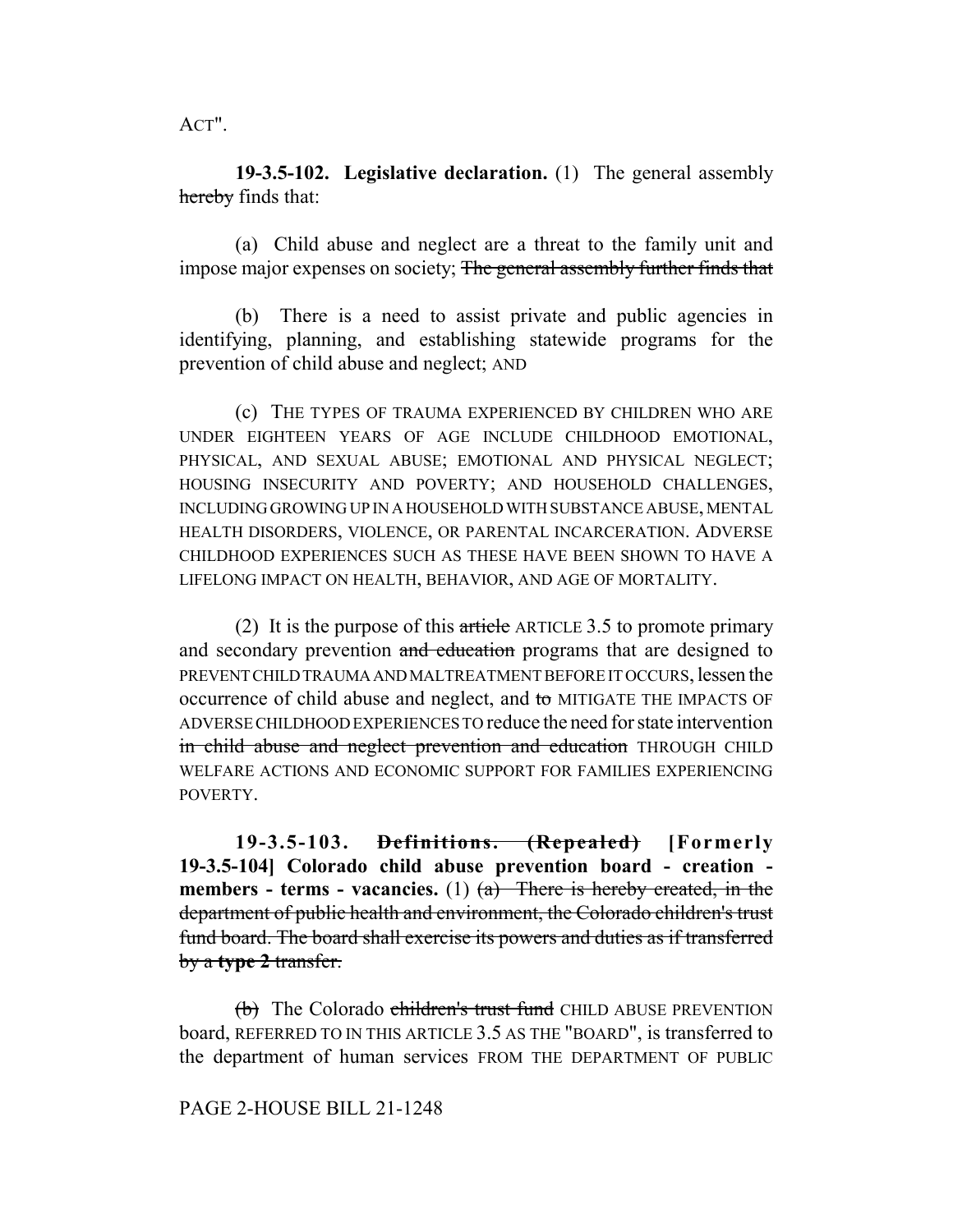ACT".

**19-3.5-102. Legislative declaration.** (1) The general assembly ~~hereby~~ finds that:

(a) Child abuse and neglect are a threat to the family unit and impose major expenses on society; ~~The general assembly further finds that~~

(b) There is a need to assist private and public agencies in identifying, planning, and establishing statewide programs for the prevention of child abuse and neglect; AND

(c) THE TYPES OF TRAUMA EXPERIENCED BY CHILDREN WHO ARE UNDER EIGHTEEN YEARS OF AGE INCLUDE CHILDHOOD EMOTIONAL, PHYSICAL, AND SEXUAL ABUSE; EMOTIONAL AND PHYSICAL NEGLECT; HOUSING INSECURITY AND POVERTY; AND HOUSEHOLD CHALLENGES, INCLUDING GROWING UP IN A HOUSEHOLD WITH SUBSTANCE ABUSE, MENTAL HEALTH DISORDERS, VIOLENCE, OR PARENTAL INCARCERATION. ADVERSE CHILDHOOD EXPERIENCES SUCH AS THESE HAVE BEEN SHOWN TO HAVE A LIFELONG IMPACT ON HEALTH, BEHAVIOR, AND AGE OF MORTALITY.

(2) It is the purpose of this ~~article~~ ARTICLE 3.5 to promote primary and secondary prevention ~~and education~~ programs that are designed to PREVENT CHILD TRAUMA AND MALTREATMENT BEFORE IT OCCURS, lessen the occurrence of child abuse and neglect, and ~~to~~ MITIGATE THE IMPACTS OF ADVERSE CHILDHOOD EXPERIENCES TO reduce the need for state intervention ~~in child abuse and neglect prevention and education~~ THROUGH CHILD WELFARE ACTIONS AND ECONOMIC SUPPORT FOR FAMILIES EXPERIENCING POVERTY.

**19-3.5-103. ~~Definitions. (Repealed)~~ [Formerly 19-3.5-104] Colorado child abuse prevention board - creation - members - terms - vacancies.** (1) ~~(a) There is hereby created, in the department of public health and environment, the Colorado children's trust fund board. The board shall exercise its powers and duties as if transferred by a **type 2** transfer.~~

~~(b)~~ The Colorado ~~children's trust fund~~ CHILD ABUSE PREVENTION board, REFERRED TO IN THIS ARTICLE 3.5 AS THE "BOARD", is transferred to the department of human services FROM THE DEPARTMENT OF PUBLIC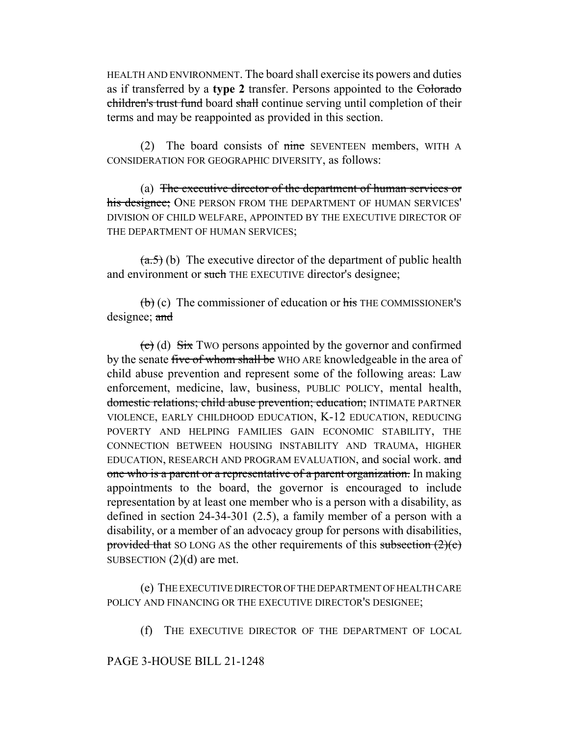HEALTH AND ENVIRONMENT. The board shall exercise its powers and duties as if transferred by a **type 2** transfer. Persons appointed to the ~~Colorado children's trust fund~~ board ~~shall~~ continue serving until completion of their terms and may be reappointed as provided in this section.

(2) The board consists of ~~nine~~ SEVENTEEN members, WITH A CONSIDERATION FOR GEOGRAPHIC DIVERSITY, as follows:

(a) ~~The executive director of the department of human services or his designee;~~ ONE PERSON FROM THE DEPARTMENT OF HUMAN SERVICES' DIVISION OF CHILD WELFARE, APPOINTED BY THE EXECUTIVE DIRECTOR OF THE DEPARTMENT OF HUMAN SERVICES;

~~(a.5)~~ (b) The executive director of the department of public health and environment or ~~such~~ THE EXECUTIVE director's designee;

~~(b)~~ (c) The commissioner of education or ~~his~~ THE COMMISSIONER'S designee; ~~and~~

~~(c)~~ (d) ~~Six~~ TWO persons appointed by the governor and confirmed by the senate ~~five of whom shall be~~ WHO ARE knowledgeable in the area of child abuse prevention and represent some of the following areas: Law enforcement, medicine, law, business, PUBLIC POLICY, mental health, ~~domestic relations; child abuse prevention; education;~~ INTIMATE PARTNER VIOLENCE, EARLY CHILDHOOD EDUCATION, K-12 EDUCATION, REDUCING POVERTY AND HELPING FAMILIES GAIN ECONOMIC STABILITY, THE CONNECTION BETWEEN HOUSING INSTABILITY AND TRAUMA, HIGHER EDUCATION, RESEARCH AND PROGRAM EVALUATION, and social work. ~~and one who is a parent or a representative of a parent organization.~~ In making appointments to the board, the governor is encouraged to include representation by at least one member who is a person with a disability, as defined in section 24-34-301 (2.5), a family member of a person with a disability, or a member of an advocacy group for persons with disabilities, ~~provided that~~ SO LONG AS the other requirements of this ~~subsection (2)(c)~~ SUBSECTION (2)(d) are met.

(e) THE EXECUTIVE DIRECTOR OF THE DEPARTMENT OF HEALTH CARE POLICY AND FINANCING OR THE EXECUTIVE DIRECTOR'S DESIGNEE;

(f) THE EXECUTIVE DIRECTOR OF THE DEPARTMENT OF LOCAL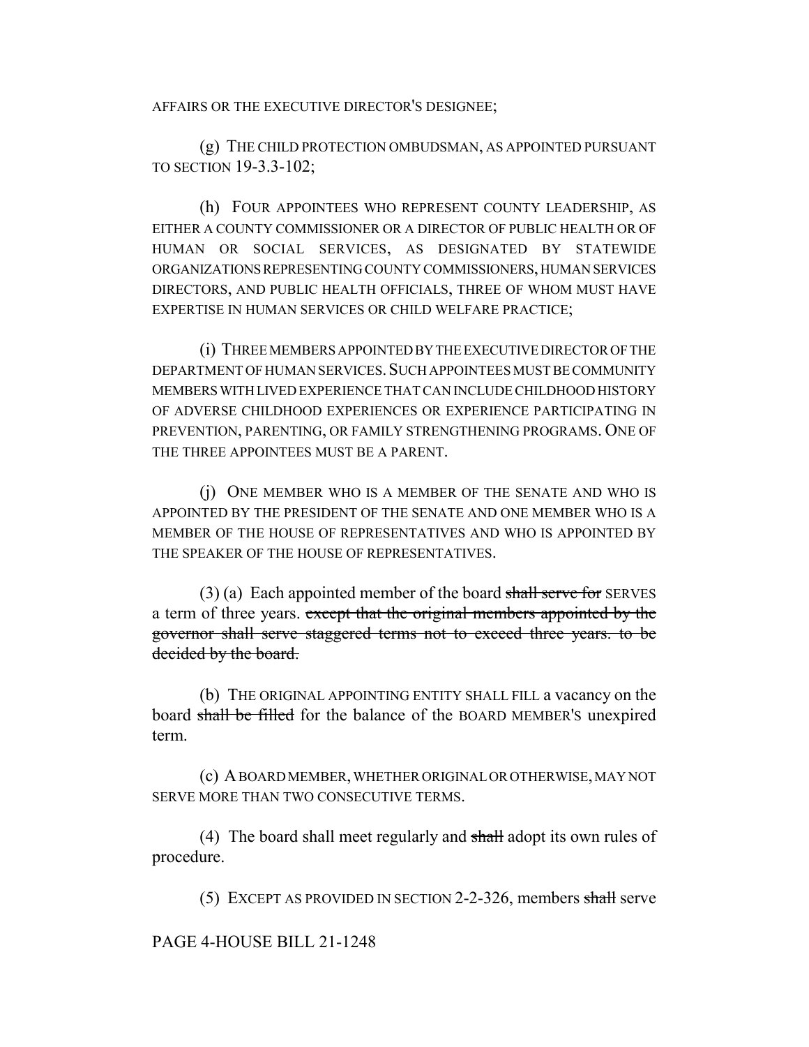AFFAIRS OR THE EXECUTIVE DIRECTOR'S DESIGNEE;

(g) THE CHILD PROTECTION OMBUDSMAN, AS APPOINTED PURSUANT TO SECTION 19-3.3-102;

(h) FOUR APPOINTEES WHO REPRESENT COUNTY LEADERSHIP, AS EITHER A COUNTY COMMISSIONER OR A DIRECTOR OF PUBLIC HEALTH OR OF HUMAN OR SOCIAL SERVICES, AS DESIGNATED BY STATEWIDE ORGANIZATIONS REPRESENTING COUNTY COMMISSIONERS, HUMAN SERVICES DIRECTORS, AND PUBLIC HEALTH OFFICIALS, THREE OF WHOM MUST HAVE EXPERTISE IN HUMAN SERVICES OR CHILD WELFARE PRACTICE;

(i) THREE MEMBERS APPOINTED BY THE EXECUTIVE DIRECTOR OF THE DEPARTMENT OF HUMAN SERVICES. SUCH APPOINTEES MUST BE COMMUNITY MEMBERS WITH LIVED EXPERIENCE THAT CAN INCLUDE CHILDHOOD HISTORY OF ADVERSE CHILDHOOD EXPERIENCES OR EXPERIENCE PARTICIPATING IN PREVENTION, PARENTING, OR FAMILY STRENGTHENING PROGRAMS. ONE OF THE THREE APPOINTEES MUST BE A PARENT.

(j) ONE MEMBER WHO IS A MEMBER OF THE SENATE AND WHO IS APPOINTED BY THE PRESIDENT OF THE SENATE AND ONE MEMBER WHO IS A MEMBER OF THE HOUSE OF REPRESENTATIVES AND WHO IS APPOINTED BY THE SPEAKER OF THE HOUSE OF REPRESENTATIVES.

(3) (a) Each appointed member of the board ~~shall serve for~~ SERVES a term of three years. ~~except that the original members appointed by the governor shall serve staggered terms not to exceed three years. to be decided by the board.~~

(b) THE ORIGINAL APPOINTING ENTITY SHALL FILL a vacancy on the board ~~shall be filled~~ for the balance of the BOARD MEMBER'S unexpired term.

(c) A BOARD MEMBER, WHETHER ORIGINAL OR OTHERWISE, MAY NOT SERVE MORE THAN TWO CONSECUTIVE TERMS.

(4) The board shall meet regularly and ~~shall~~ adopt its own rules of procedure.

(5) EXCEPT AS PROVIDED IN SECTION 2-2-326, members ~~shall~~ serve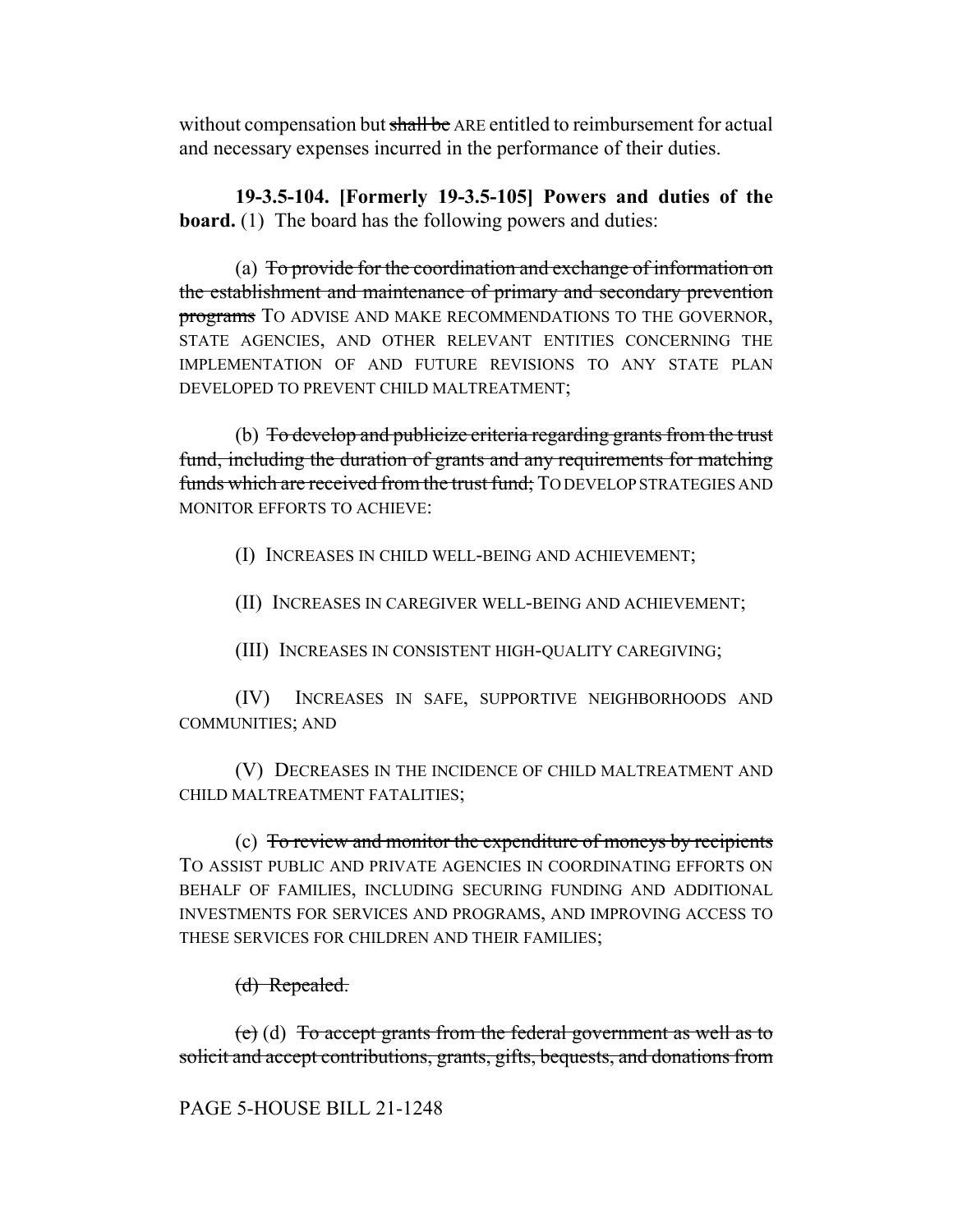without compensation but ~~shall be~~ ARE entitled to reimbursement for actual and necessary expenses incurred in the performance of their duties.

**19-3.5-104. [Formerly 19-3.5-105] Powers and duties of the board.** (1) The board has the following powers and duties:

(a) ~~To provide for the coordination and exchange of information on the establishment and maintenance of primary and secondary prevention programs~~ TO ADVISE AND MAKE RECOMMENDATIONS TO THE GOVERNOR, STATE AGENCIES, AND OTHER RELEVANT ENTITIES CONCERNING THE IMPLEMENTATION OF AND FUTURE REVISIONS TO ANY STATE PLAN DEVELOPED TO PREVENT CHILD MALTREATMENT;

(b) ~~To develop and publicize criteria regarding grants from the trust fund, including the duration of grants and any requirements for matching funds which are received from the trust fund;~~ TO DEVELOP STRATEGIES AND MONITOR EFFORTS TO ACHIEVE:

(I) INCREASES IN CHILD WELL-BEING AND ACHIEVEMENT;

(II) INCREASES IN CAREGIVER WELL-BEING AND ACHIEVEMENT;

(III) INCREASES IN CONSISTENT HIGH-QUALITY CAREGIVING;

(IV) INCREASES IN SAFE, SUPPORTIVE NEIGHBORHOODS AND COMMUNITIES; AND

(V) DECREASES IN THE INCIDENCE OF CHILD MALTREATMENT AND CHILD MALTREATMENT FATALITIES;

(c) ~~To review and monitor the expenditure of moneys by recipients~~ TO ASSIST PUBLIC AND PRIVATE AGENCIES IN COORDINATING EFFORTS ON BEHALF OF FAMILIES, INCLUDING SECURING FUNDING AND ADDITIONAL INVESTMENTS FOR SERVICES AND PROGRAMS, AND IMPROVING ACCESS TO THESE SERVICES FOR CHILDREN AND THEIR FAMILIES;

~~(d) Repealed.~~

~~(e)~~ (d) ~~To accept grants from the federal government as well as to solicit and accept contributions, grants, gifts, bequests, and donations from~~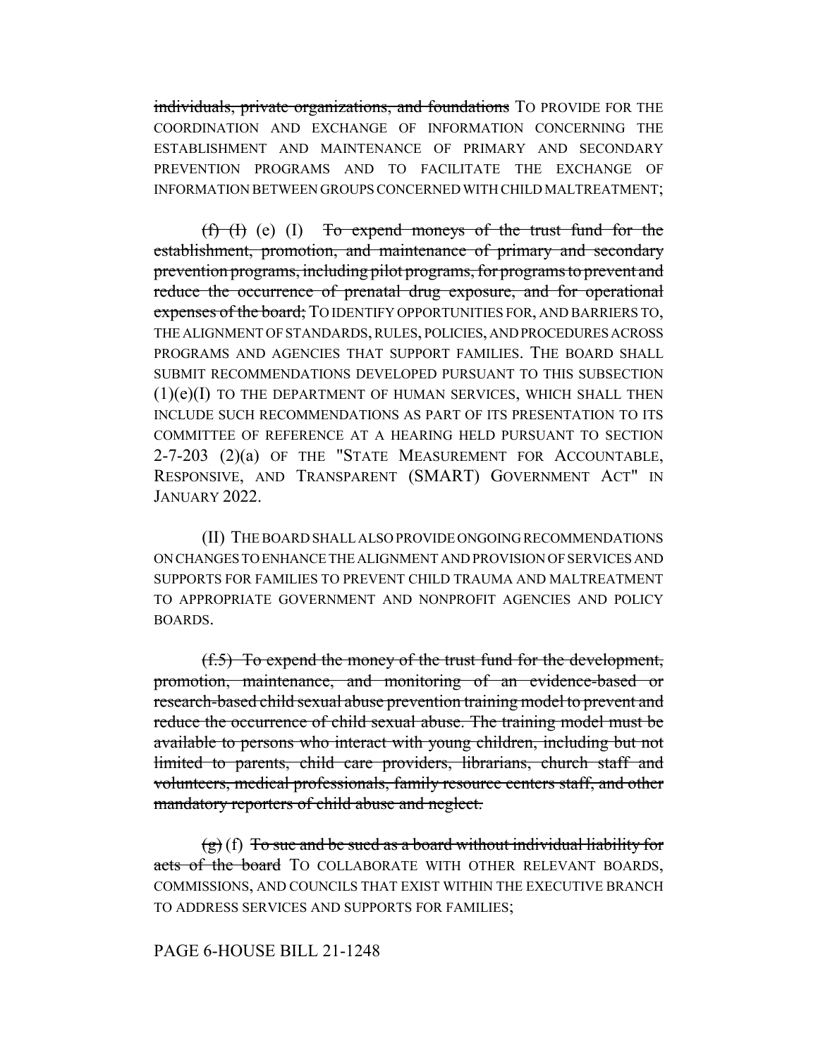~~individuals, private organizations, and foundations~~ TO PROVIDE FOR THE COORDINATION AND EXCHANGE OF INFORMATION CONCERNING THE ESTABLISHMENT AND MAINTENANCE OF PRIMARY AND SECONDARY PREVENTION PROGRAMS AND TO FACILITATE THE EXCHANGE OF INFORMATION BETWEEN GROUPS CONCERNED WITH CHILD MALTREATMENT;

~~(f) (I)~~ (e) (I) ~~To expend moneys of the trust fund for the establishment, promotion, and maintenance of primary and secondary prevention programs, including pilot programs, for programs to prevent and reduce the occurrence of prenatal drug exposure, and for operational expenses of the board;~~ TO IDENTIFY OPPORTUNITIES FOR, AND BARRIERS TO, THE ALIGNMENT OF STANDARDS, RULES, POLICIES, AND PROCEDURES ACROSS PROGRAMS AND AGENCIES THAT SUPPORT FAMILIES. THE BOARD SHALL SUBMIT RECOMMENDATIONS DEVELOPED PURSUANT TO THIS SUBSECTION (1)(e)(I) TO THE DEPARTMENT OF HUMAN SERVICES, WHICH SHALL THEN INCLUDE SUCH RECOMMENDATIONS AS PART OF ITS PRESENTATION TO ITS COMMITTEE OF REFERENCE AT A HEARING HELD PURSUANT TO SECTION 2-7-203 (2)(a) OF THE "STATE MEASUREMENT FOR ACCOUNTABLE, RESPONSIVE, AND TRANSPARENT (SMART) GOVERNMENT ACT" IN JANUARY 2022.

(II) THE BOARD SHALL ALSO PROVIDE ONGOING RECOMMENDATIONS ON CHANGES TO ENHANCE THE ALIGNMENT AND PROVISION OF SERVICES AND SUPPORTS FOR FAMILIES TO PREVENT CHILD TRAUMA AND MALTREATMENT TO APPROPRIATE GOVERNMENT AND NONPROFIT AGENCIES AND POLICY BOARDS.

~~(f.5) To expend the money of the trust fund for the development, promotion, maintenance, and monitoring of an evidence-based or research-based child sexual abuse prevention training model to prevent and reduce the occurrence of child sexual abuse. The training model must be available to persons who interact with young children, including but not limited to parents, child care providers, librarians, church staff and volunteers, medical professionals, family resource centers staff, and other mandatory reporters of child abuse and neglect.~~

~~(g)~~ (f) ~~To sue and be sued as a board without individual liability for acts of the board~~ TO COLLABORATE WITH OTHER RELEVANT BOARDS, COMMISSIONS, AND COUNCILS THAT EXIST WITHIN THE EXECUTIVE BRANCH TO ADDRESS SERVICES AND SUPPORTS FOR FAMILIES;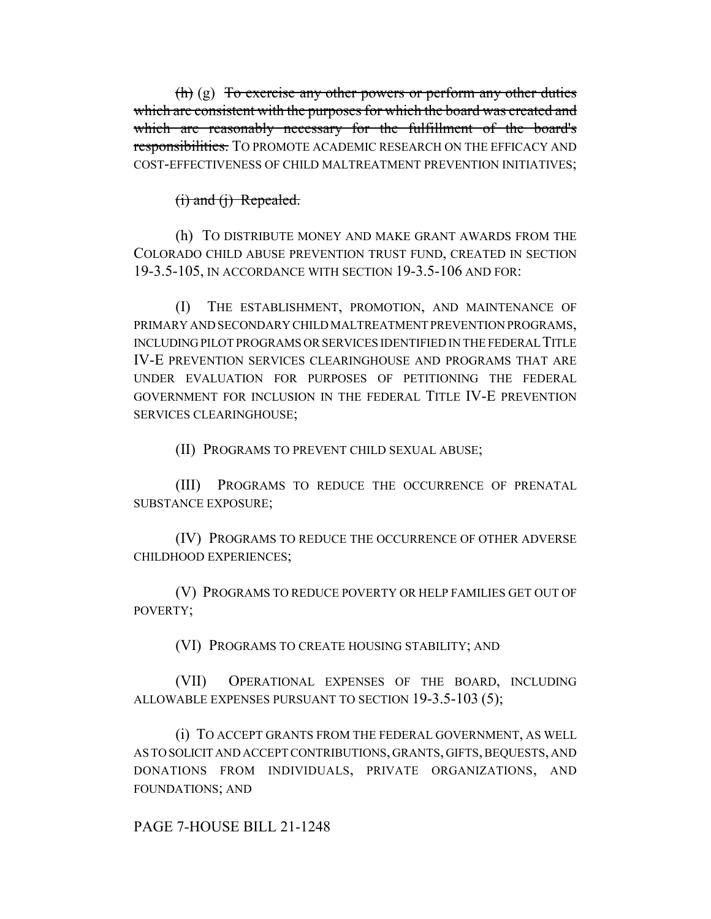~~(h)~~ (g) ~~To exercise any other powers or perform any other duties which are consistent with the purposes for which the board was created and which are reasonably necessary for the fulfillment of the board's responsibilities.~~ TO PROMOTE ACADEMIC RESEARCH ON THE EFFICACY AND COST-EFFECTIVENESS OF CHILD MALTREATMENT PREVENTION INITIATIVES;

~~(i) and (j) Repealed.~~

(h) TO DISTRIBUTE MONEY AND MAKE GRANT AWARDS FROM THE COLORADO CHILD ABUSE PREVENTION TRUST FUND, CREATED IN SECTION 19-3.5-105, IN ACCORDANCE WITH SECTION 19-3.5-106 AND FOR:

(I) THE ESTABLISHMENT, PROMOTION, AND MAINTENANCE OF PRIMARY AND SECONDARY CHILD MALTREATMENT PREVENTION PROGRAMS, INCLUDING PILOT PROGRAMS OR SERVICES IDENTIFIED IN THE FEDERAL TITLE IV-E PREVENTION SERVICES CLEARINGHOUSE AND PROGRAMS THAT ARE UNDER EVALUATION FOR PURPOSES OF PETITIONING THE FEDERAL GOVERNMENT FOR INCLUSION IN THE FEDERAL TITLE IV-E PREVENTION SERVICES CLEARINGHOUSE;

(II) PROGRAMS TO PREVENT CHILD SEXUAL ABUSE;

(III) PROGRAMS TO REDUCE THE OCCURRENCE OF PRENATAL SUBSTANCE EXPOSURE;

(IV) PROGRAMS TO REDUCE THE OCCURRENCE OF OTHER ADVERSE CHILDHOOD EXPERIENCES;

(V) PROGRAMS TO REDUCE POVERTY OR HELP FAMILIES GET OUT OF POVERTY;

(VI) PROGRAMS TO CREATE HOUSING STABILITY; AND

(VII) OPERATIONAL EXPENSES OF THE BOARD, INCLUDING ALLOWABLE EXPENSES PURSUANT TO SECTION 19-3.5-103 (5);

(i) TO ACCEPT GRANTS FROM THE FEDERAL GOVERNMENT, AS WELL AS TO SOLICIT AND ACCEPT CONTRIBUTIONS, GRANTS, GIFTS, BEQUESTS, AND DONATIONS FROM INDIVIDUALS, PRIVATE ORGANIZATIONS, AND FOUNDATIONS; AND

PAGE 7-HOUSE BILL 21-1248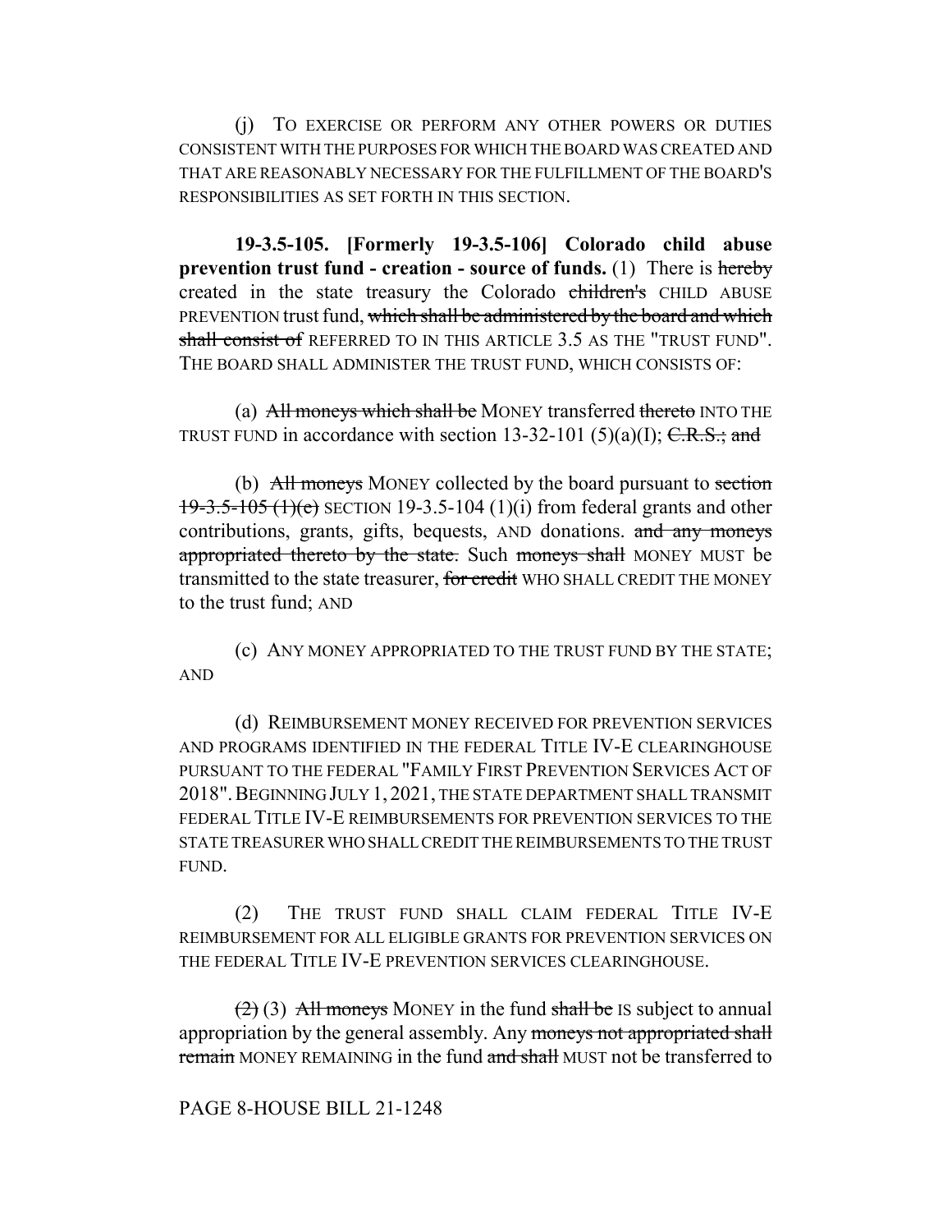(j) TO EXERCISE OR PERFORM ANY OTHER POWERS OR DUTIES CONSISTENT WITH THE PURPOSES FOR WHICH THE BOARD WAS CREATED AND THAT ARE REASONABLY NECESSARY FOR THE FULFILLMENT OF THE BOARD'S RESPONSIBILITIES AS SET FORTH IN THIS SECTION.

**19-3.5-105. [Formerly 19-3.5-106] Colorado child abuse prevention trust fund - creation - source of funds.** (1) There is ~~hereby~~ created in the state treasury the Colorado ~~children's~~ CHILD ABUSE PREVENTION trust fund, ~~which shall be administered by the board and which shall consist of~~ REFERRED TO IN THIS ARTICLE 3.5 AS THE "TRUST FUND". THE BOARD SHALL ADMINISTER THE TRUST FUND, WHICH CONSISTS OF:

(a) ~~All moneys which shall be~~ MONEY transferred ~~thereto~~ INTO THE TRUST FUND in accordance with section 13-32-101 (5)(a)(I); ~~C.R.S.; and~~

(b) ~~All moneys~~ MONEY collected by the board pursuant to ~~section 19-3.5-105 (1)(e)~~ SECTION 19-3.5-104 (1)(i) from federal grants and other contributions, grants, gifts, bequests, AND donations. ~~and any moneys appropriated thereto by the state.~~ Such ~~moneys shall~~ MONEY MUST be transmitted to the state treasurer, ~~for credit~~ WHO SHALL CREDIT THE MONEY to the trust fund; AND

(c) ANY MONEY APPROPRIATED TO THE TRUST FUND BY THE STATE; AND

(d) REIMBURSEMENT MONEY RECEIVED FOR PREVENTION SERVICES AND PROGRAMS IDENTIFIED IN THE FEDERAL TITLE IV-E CLEARINGHOUSE PURSUANT TO THE FEDERAL "FAMILY FIRST PREVENTION SERVICES ACT OF 2018". BEGINNING JULY 1, 2021, THE STATE DEPARTMENT SHALL TRANSMIT FEDERAL TITLE IV-E REIMBURSEMENTS FOR PREVENTION SERVICES TO THE STATE TREASURER WHO SHALL CREDIT THE REIMBURSEMENTS TO THE TRUST FUND.

(2) THE TRUST FUND SHALL CLAIM FEDERAL TITLE IV-E REIMBURSEMENT FOR ALL ELIGIBLE GRANTS FOR PREVENTION SERVICES ON THE FEDERAL TITLE IV-E PREVENTION SERVICES CLEARINGHOUSE.

~~(2)~~ (3) ~~All moneys~~ MONEY in the fund ~~shall be~~ IS subject to annual appropriation by the general assembly. Any ~~moneys not appropriated shall remain~~ MONEY REMAINING in the fund ~~and shall~~ MUST not be transferred to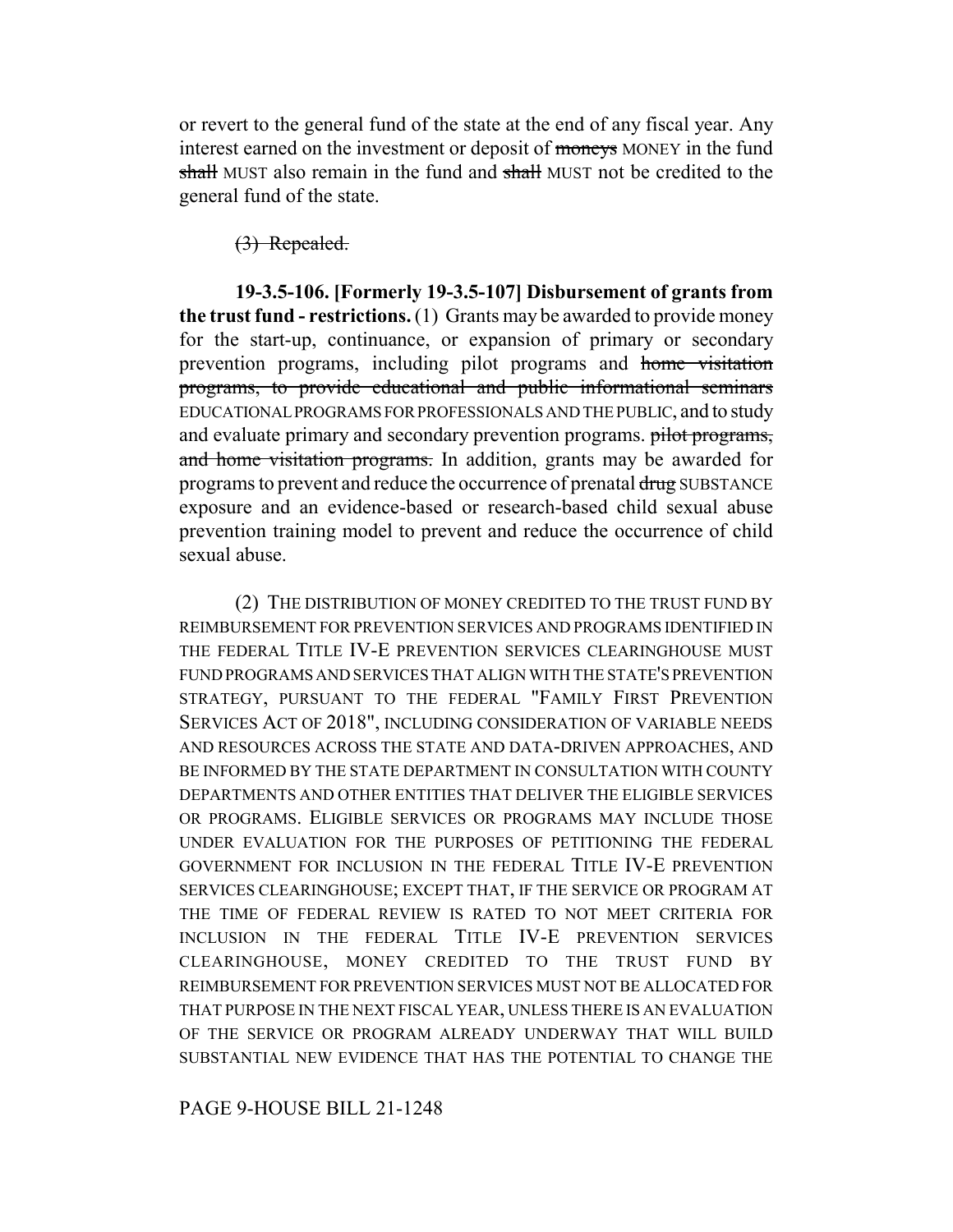or revert to the general fund of the state at the end of any fiscal year. Any interest earned on the investment or deposit of ~~moneys~~ MONEY in the fund ~~shall~~ MUST also remain in the fund and ~~shall~~ MUST not be credited to the general fund of the state.

~~(3) Repealed.~~

**19-3.5-106. [Formerly 19-3.5-107] Disbursement of grants from the trust fund - restrictions.** (1) Grants may be awarded to provide money for the start-up, continuance, or expansion of primary or secondary prevention programs, including pilot programs and ~~home visitation programs, to provide educational and public informational seminars~~ EDUCATIONAL PROGRAMS FOR PROFESSIONALS AND THE PUBLIC, and to study and evaluate primary and secondary prevention programs. ~~pilot programs, and home visitation programs.~~ In addition, grants may be awarded for programs to prevent and reduce the occurrence of prenatal ~~drug~~ SUBSTANCE exposure and an evidence-based or research-based child sexual abuse prevention training model to prevent and reduce the occurrence of child sexual abuse.

(2) THE DISTRIBUTION OF MONEY CREDITED TO THE TRUST FUND BY REIMBURSEMENT FOR PREVENTION SERVICES AND PROGRAMS IDENTIFIED IN THE FEDERAL TITLE IV-E PREVENTION SERVICES CLEARINGHOUSE MUST FUND PROGRAMS AND SERVICES THAT ALIGN WITH THE STATE'S PREVENTION STRATEGY, PURSUANT TO THE FEDERAL "FAMILY FIRST PREVENTION SERVICES ACT OF 2018", INCLUDING CONSIDERATION OF VARIABLE NEEDS AND RESOURCES ACROSS THE STATE AND DATA-DRIVEN APPROACHES, AND BE INFORMED BY THE STATE DEPARTMENT IN CONSULTATION WITH COUNTY DEPARTMENTS AND OTHER ENTITIES THAT DELIVER THE ELIGIBLE SERVICES OR PROGRAMS. ELIGIBLE SERVICES OR PROGRAMS MAY INCLUDE THOSE UNDER EVALUATION FOR THE PURPOSES OF PETITIONING THE FEDERAL GOVERNMENT FOR INCLUSION IN THE FEDERAL TITLE IV-E PREVENTION SERVICES CLEARINGHOUSE; EXCEPT THAT, IF THE SERVICE OR PROGRAM AT THE TIME OF FEDERAL REVIEW IS RATED TO NOT MEET CRITERIA FOR INCLUSION IN THE FEDERAL TITLE IV-E PREVENTION SERVICES CLEARINGHOUSE, MONEY CREDITED TO THE TRUST FUND BY REIMBURSEMENT FOR PREVENTION SERVICES MUST NOT BE ALLOCATED FOR THAT PURPOSE IN THE NEXT FISCAL YEAR, UNLESS THERE IS AN EVALUATION OF THE SERVICE OR PROGRAM ALREADY UNDERWAY THAT WILL BUILD SUBSTANTIAL NEW EVIDENCE THAT HAS THE POTENTIAL TO CHANGE THE

PAGE 9-HOUSE BILL 21-1248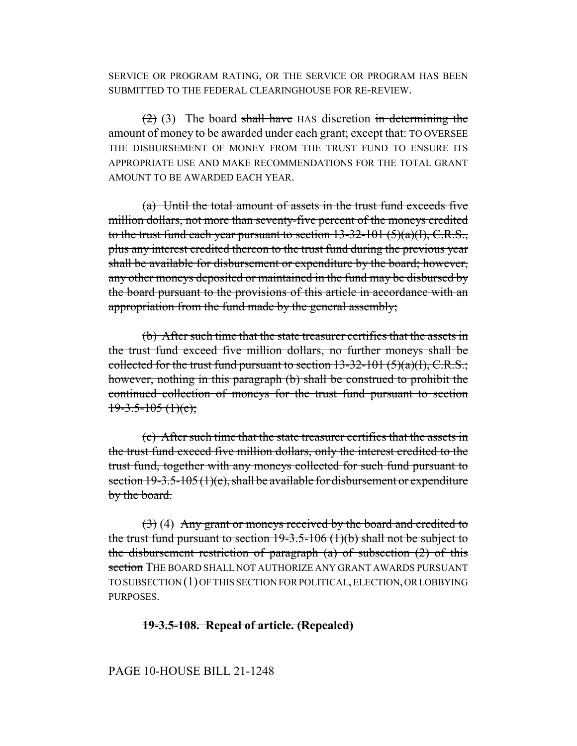SERVICE OR PROGRAM RATING, OR THE SERVICE OR PROGRAM HAS BEEN SUBMITTED TO THE FEDERAL CLEARINGHOUSE FOR RE-REVIEW.

~~(2)~~ (3) The board ~~shall have~~ HAS discretion ~~in determining the amount of money to be awarded under each grant; except that:~~ TO OVERSEE THE DISBURSEMENT OF MONEY FROM THE TRUST FUND TO ENSURE ITS APPROPRIATE USE AND MAKE RECOMMENDATIONS FOR THE TOTAL GRANT AMOUNT TO BE AWARDED EACH YEAR.

~~(a) Until the total amount of assets in the trust fund exceeds five million dollars, not more than seventy-five percent of the moneys credited to the trust fund each year pursuant to section 13-32-101 (5)(a)(I), C.R.S., plus any interest credited thereon to the trust fund during the previous year shall be available for disbursement or expenditure by the board; however, any other moneys deposited or maintained in the fund may be disbursed by the board pursuant to the provisions of this article in accordance with an appropriation from the fund made by the general assembly;~~

~~(b) After such time that the state treasurer certifies that the assets in the trust fund exceed five million dollars, no further moneys shall be collected for the trust fund pursuant to section 13-32-101 (5)(a)(I), C.R.S.; however, nothing in this paragraph (b) shall be construed to prohibit the continued collection of moneys for the trust fund pursuant to section 19-3.5-105 (1)(e);~~

~~(c) After such time that the state treasurer certifies that the assets in the trust fund exceed five million dollars, only the interest credited to the trust fund, together with any moneys collected for such fund pursuant to section 19-3.5-105 (1)(e), shall be available for disbursement or expenditure by the board.~~

~~(3)~~ (4) ~~Any grant or moneys received by the board and credited to the trust fund pursuant to section 19-3.5-106 (1)(b) shall not be subject to the disbursement restriction of paragraph (a) of subsection (2) of this section~~ THE BOARD SHALL NOT AUTHORIZE ANY GRANT AWARDS PURSUANT TO SUBSECTION (1) OF THIS SECTION FOR POLITICAL, ELECTION, OR LOBBYING PURPOSES.

~~**19-3.5-108. Repeal of article. (Repealed)**~~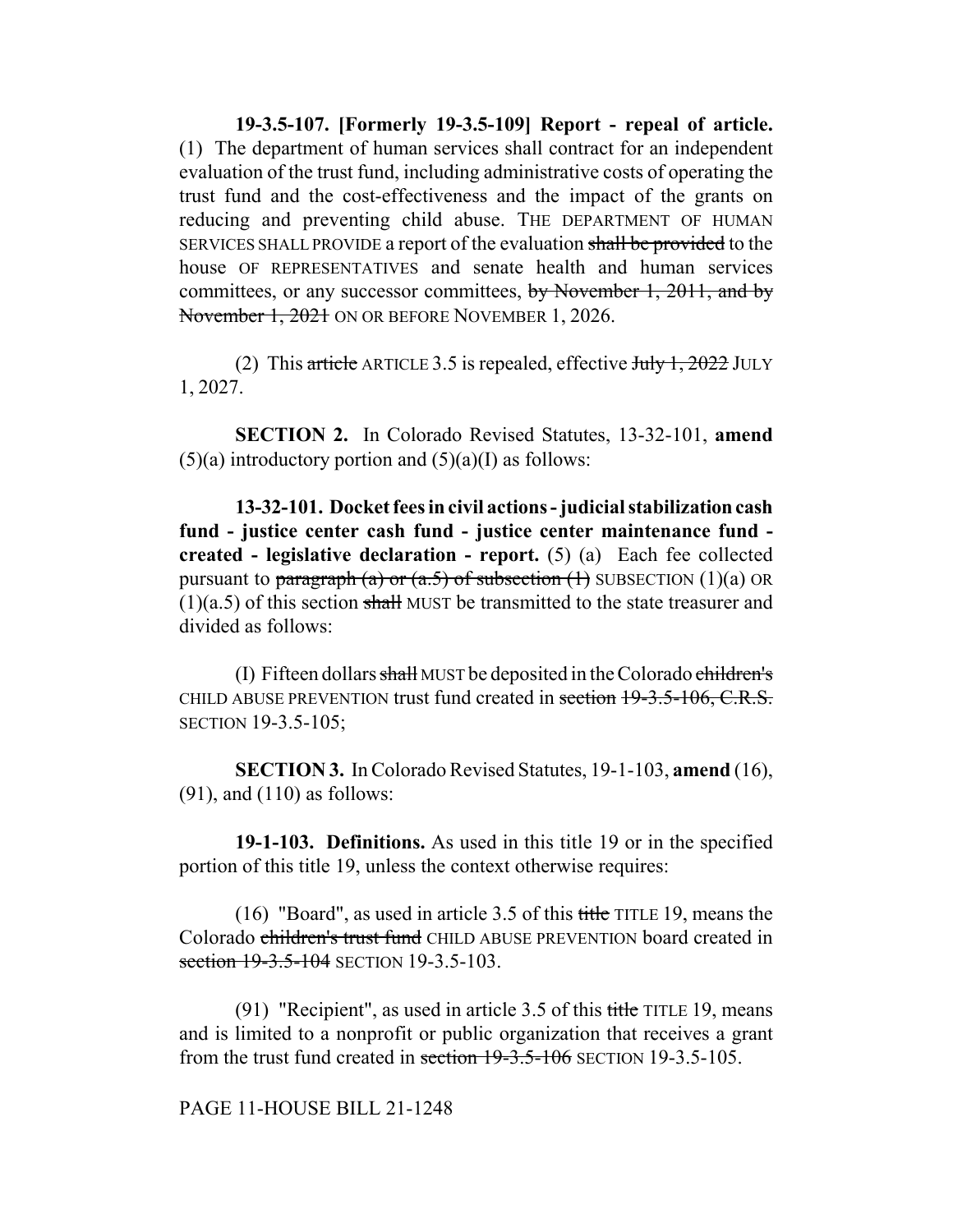**19-3.5-107. [Formerly 19-3.5-109] Report - repeal of article.** (1) The department of human services shall contract for an independent evaluation of the trust fund, including administrative costs of operating the trust fund and the cost-effectiveness and the impact of the grants on reducing and preventing child abuse. THE DEPARTMENT OF HUMAN SERVICES SHALL PROVIDE a report of the evaluation ~~shall be provided~~ to the house OF REPRESENTATIVES and senate health and human services committees, or any successor committees, ~~by November 1, 2011, and by November 1, 2021~~ ON OR BEFORE NOVEMBER 1, 2026.

(2) This ~~article~~ ARTICLE 3.5 is repealed, effective ~~July 1, 2022~~ JULY 1, 2027.

**SECTION 2.** In Colorado Revised Statutes, 13-32-101, **amend** (5)(a) introductory portion and (5)(a)(I) as follows:

**13-32-101. Docket fees in civil actions - judicial stabilization cash fund - justice center cash fund - justice center maintenance fund - created - legislative declaration - report.** (5) (a) Each fee collected pursuant to ~~paragraph (a) or (a.5) of subsection (1)~~ SUBSECTION (1)(a) OR (1)(a.5) of this section ~~shall~~ MUST be transmitted to the state treasurer and divided as follows:

(I) Fifteen dollars ~~shall~~ MUST be deposited in the Colorado ~~children's~~ CHILD ABUSE PREVENTION trust fund created in ~~section 19-3.5-106, C.R.S.~~ SECTION 19-3.5-105;

**SECTION 3.** In Colorado Revised Statutes, 19-1-103, **amend** (16), (91), and (110) as follows:

**19-1-103. Definitions.** As used in this title 19 or in the specified portion of this title 19, unless the context otherwise requires:

(16) "Board", as used in article 3.5 of this ~~title~~ TITLE 19, means the Colorado ~~children's trust fund~~ CHILD ABUSE PREVENTION board created in ~~section 19-3.5-104~~ SECTION 19-3.5-103.

(91) "Recipient", as used in article 3.5 of this ~~title~~ TITLE 19, means and is limited to a nonprofit or public organization that receives a grant from the trust fund created in ~~section 19-3.5-106~~ SECTION 19-3.5-105.

PAGE 11-HOUSE BILL 21-1248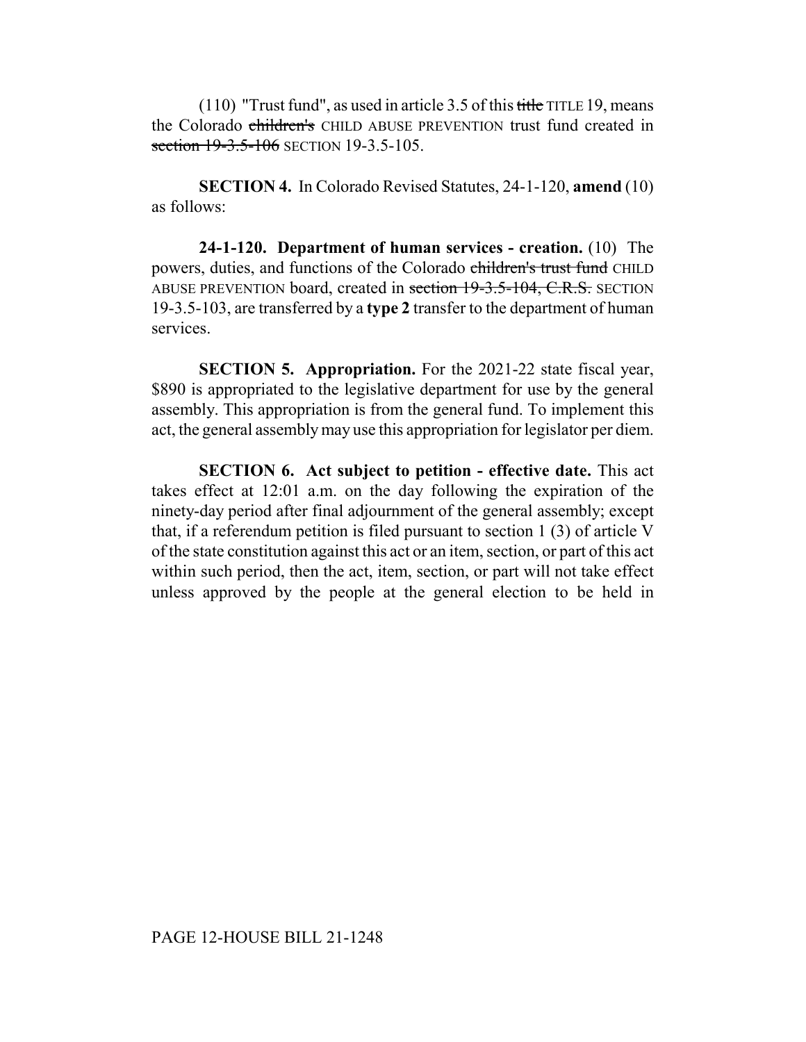(110) "Trust fund", as used in article 3.5 of this ~~title~~ TITLE 19, means the Colorado ~~children's~~ CHILD ABUSE PREVENTION trust fund created in ~~section 19-3.5-106~~ SECTION 19-3.5-105.

**SECTION 4.** In Colorado Revised Statutes, 24-1-120, **amend** (10) as follows:

**24-1-120. Department of human services - creation.** (10) The powers, duties, and functions of the Colorado ~~children's trust fund~~ CHILD ABUSE PREVENTION board, created in ~~section 19-3.5-104, C.R.S.~~ SECTION 19-3.5-103, are transferred by a **type 2** transfer to the department of human services.

**SECTION 5. Appropriation.** For the 2021-22 state fiscal year, $890 is appropriated to the legislative department for use by the general assembly. This appropriation is from the general fund. To implement this act, the general assembly may use this appropriation for legislator per diem.

**SECTION 6. Act subject to petition - effective date.** This act takes effect at 12:01 a.m. on the day following the expiration of the ninety-day period after final adjournment of the general assembly; except that, if a referendum petition is filed pursuant to section 1 (3) of article V of the state constitution against this act or an item, section, or part of this act within such period, then the act, item, section, or part will not take effect unless approved by the people at the general election to be held in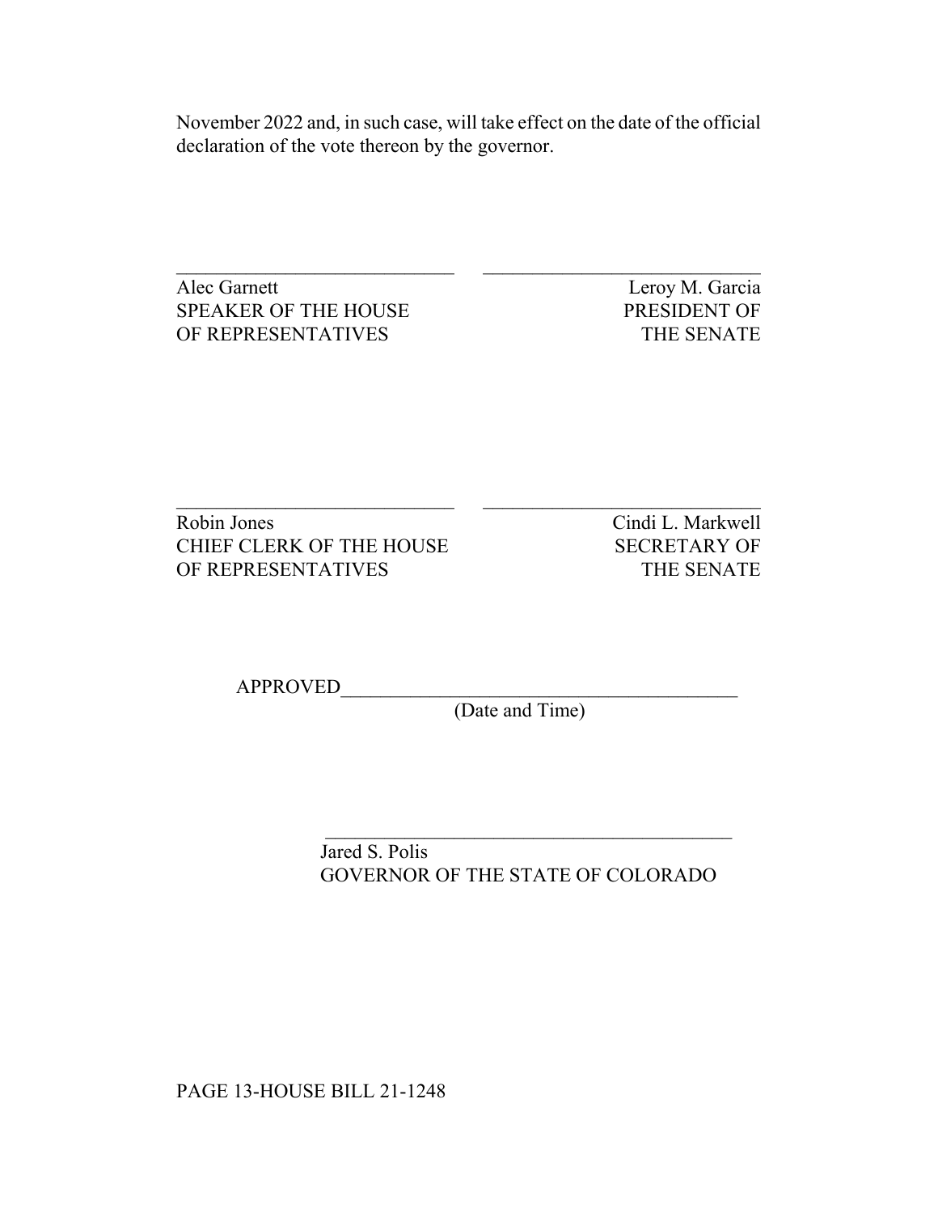November 2022 and, in such case, will take effect on the date of the official declaration of the vote thereon by the governor.

\_\_\_\_\_\_\_\_\_\_\_\_\_\_\_\_\_\_\_\_\_\_\_\_\_\_\_\_
Alec Garnett
SPEAKER OF THE HOUSE
OF REPRESENTATIVES

\_\_\_\_\_\_\_\_\_\_\_\_\_\_\_\_\_\_\_\_\_\_\_\_\_\_\_\_
Leroy M. Garcia
PRESIDENT OF
THE SENATE

\_\_\_\_\_\_\_\_\_\_\_\_\_\_\_\_\_\_\_\_\_\_\_\_\_\_\_\_
Robin Jones
CHIEF CLERK OF THE HOUSE
OF REPRESENTATIVES

\_\_\_\_\_\_\_\_\_\_\_\_\_\_\_\_\_\_\_\_\_\_\_\_\_\_\_\_
Cindi L. Markwell
SECRETARY OF
THE SENATE

APPROVED\_\_\_\_\_\_\_\_\_\_\_\_\_\_\_\_\_\_\_\_\_\_\_\_\_\_\_\_\_\_\_\_\_\_\_\_\_\_\_\_
(Date and Time)

\_\_\_\_\_\_\_\_\_\_\_\_\_\_\_\_\_\_\_\_\_\_\_\_\_\_\_\_\_\_\_\_\_\_\_\_\_\_\_\_\_\_
Jared S. Polis
GOVERNOR OF THE STATE OF COLORADO

PAGE 13-HOUSE BILL 21-1248